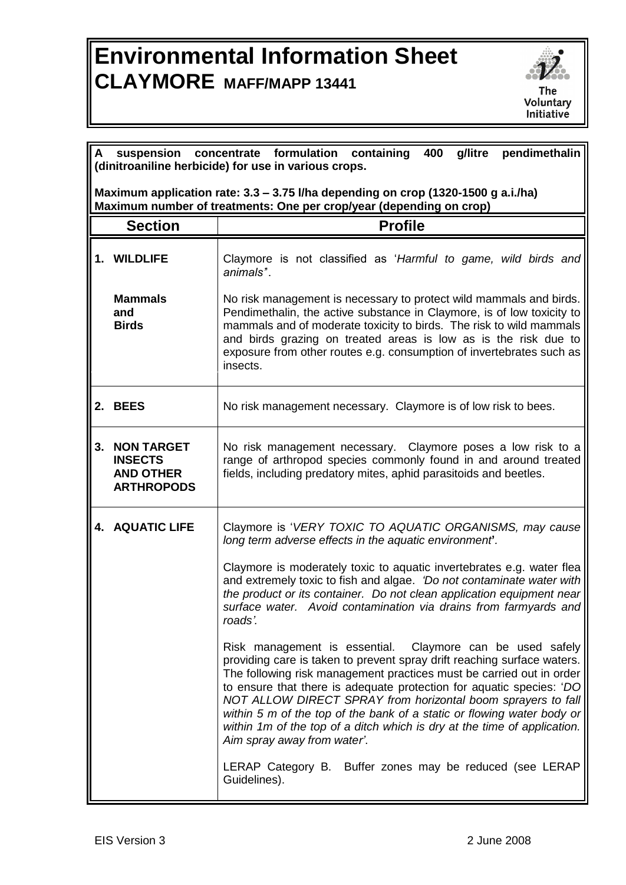# Environmental Information Sheet

## CLAYMORE MAFF/MAPP 13441

The Voluntary Initiative

**A suspension concentrate formulation containing 400 g/litre pendimethalin (dinitroaniline herbicide) for use in various crops.**

**Maximum application rate: 3.3 – 3.75 l/ha depending on crop (1320-1500 g a.i./ha)**
**Maximum number of treatments: One per crop/year (depending on crop)**

| Section | Profile |
|---|---|
| **1. WILDLIFE** | Claymore is not classified as '*Harmful to game, wild birds and animals*'. |
| **Mammals and Birds** | No risk management is necessary to protect wild mammals and birds. Pendimethalin, the active substance in Claymore, is of low toxicity to mammals and of moderate toxicity to birds. The risk to wild mammals and birds grazing on treated areas is low as is the risk due to exposure from other routes e.g. consumption of invertebrates such as insects. |
| **2. BEES** | No risk management necessary. Claymore is of low risk to bees. |
| **3. NON TARGET INSECTS AND OTHER ARTHROPODS** | No risk management necessary. Claymore poses a low risk to a range of arthropod species commonly found in and around treated fields, including predatory mites, aphid parasitoids and beetles. |
| **4. AQUATIC LIFE** | Claymore is '*VERY TOXIC TO AQUATIC ORGANISMS, may cause long term adverse effects in the aquatic environment*'.<br><br>Claymore is moderately toxic to aquatic invertebrates e.g. water flea and extremely toxic to fish and algae. *'Do not contaminate water with the product or its container. Do not clean application equipment near surface water. Avoid contamination via drains from farmyards and roads'.*<br><br>Risk management is essential. Claymore can be used safely providing care is taken to prevent spray drift reaching surface waters. The following risk management practices must be carried out in order to ensure that there is adequate protection for aquatic species: '*DO NOT ALLOW DIRECT SPRAY from horizontal boom sprayers to fall within 5 m of the top of the bank of a static or flowing water body or within 1m of the top of a ditch which is dry at the time of application. Aim spray away from water*'.<br><br>LERAP Category B. Buffer zones may be reduced (see LERAP Guidelines). |

EIS Version 3 2 June 2008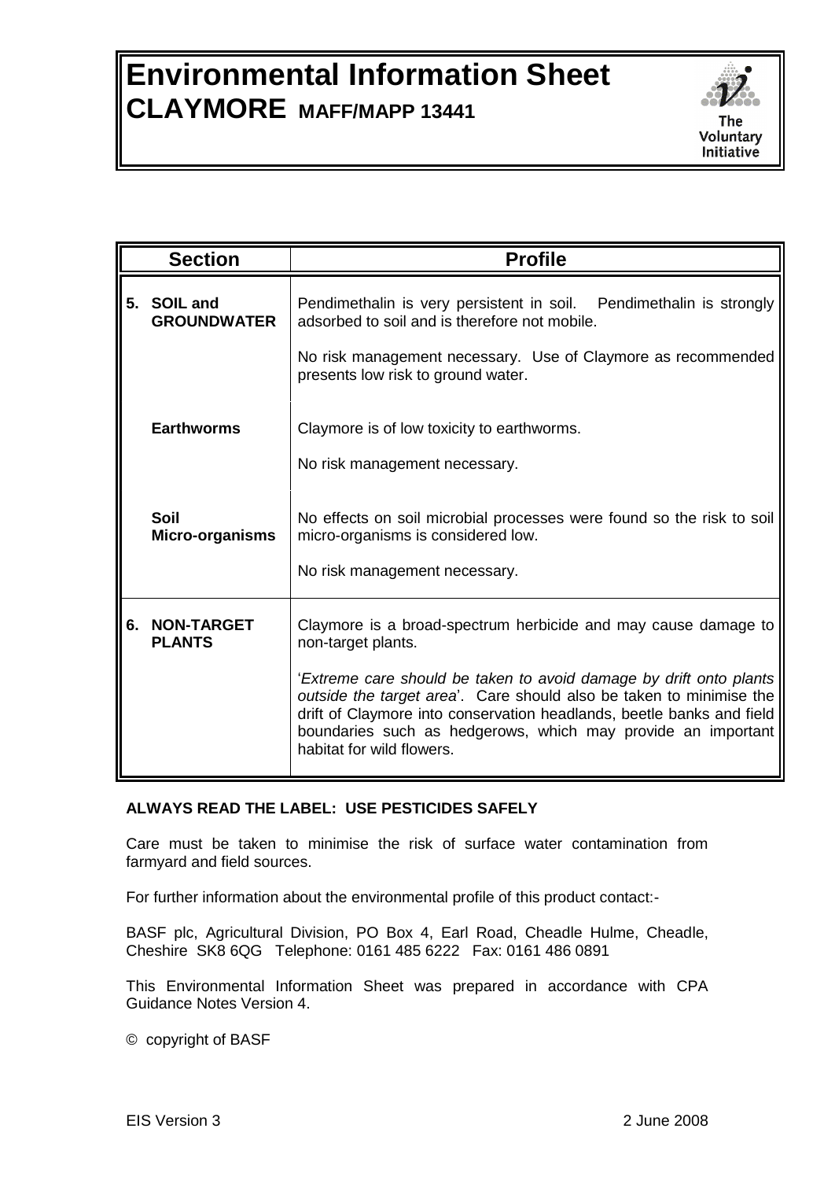# Environmental Information Sheet
## CLAYMORE MAFF/MAPP 13441

The Voluntary Initiative

| Section | Profile |
|---|---|
| **5. SOIL and GROUNDWATER** | Pendimethalin is very persistent in soil. Pendimethalin is strongly adsorbed to soil and is therefore not mobile.<br><br>No risk management necessary. Use of Claymore as recommended presents low risk to ground water. |
| **Earthworms** | Claymore is of low toxicity to earthworms.<br><br>No risk management necessary. |
| **Soil Micro-organisms** | No effects on soil microbial processes were found so the risk to soil micro-organisms is considered low.<br><br>No risk management necessary. |
| **6. NON-TARGET PLANTS** | Claymore is a broad-spectrum herbicide and may cause damage to non-target plants.<br><br>'*Extreme care should be taken to avoid damage by drift onto plants outside the target area*'. Care should also be taken to minimise the drift of Claymore into conservation headlands, beetle banks and field boundaries such as hedgerows, which may provide an important habitat for wild flowers. |

**ALWAYS READ THE LABEL: USE PESTICIDES SAFELY**

Care must be taken to minimise the risk of surface water contamination from farmyard and field sources.

For further information about the environmental profile of this product contact:-

BASF plc, Agricultural Division, PO Box 4, Earl Road, Cheadle Hulme, Cheadle, Cheshire SK8 6QG Telephone: 0161 485 6222 Fax: 0161 486 0891

This Environmental Information Sheet was prepared in accordance with CPA Guidance Notes Version 4.

© copyright of BASF

EIS Version 3 2 June 2008